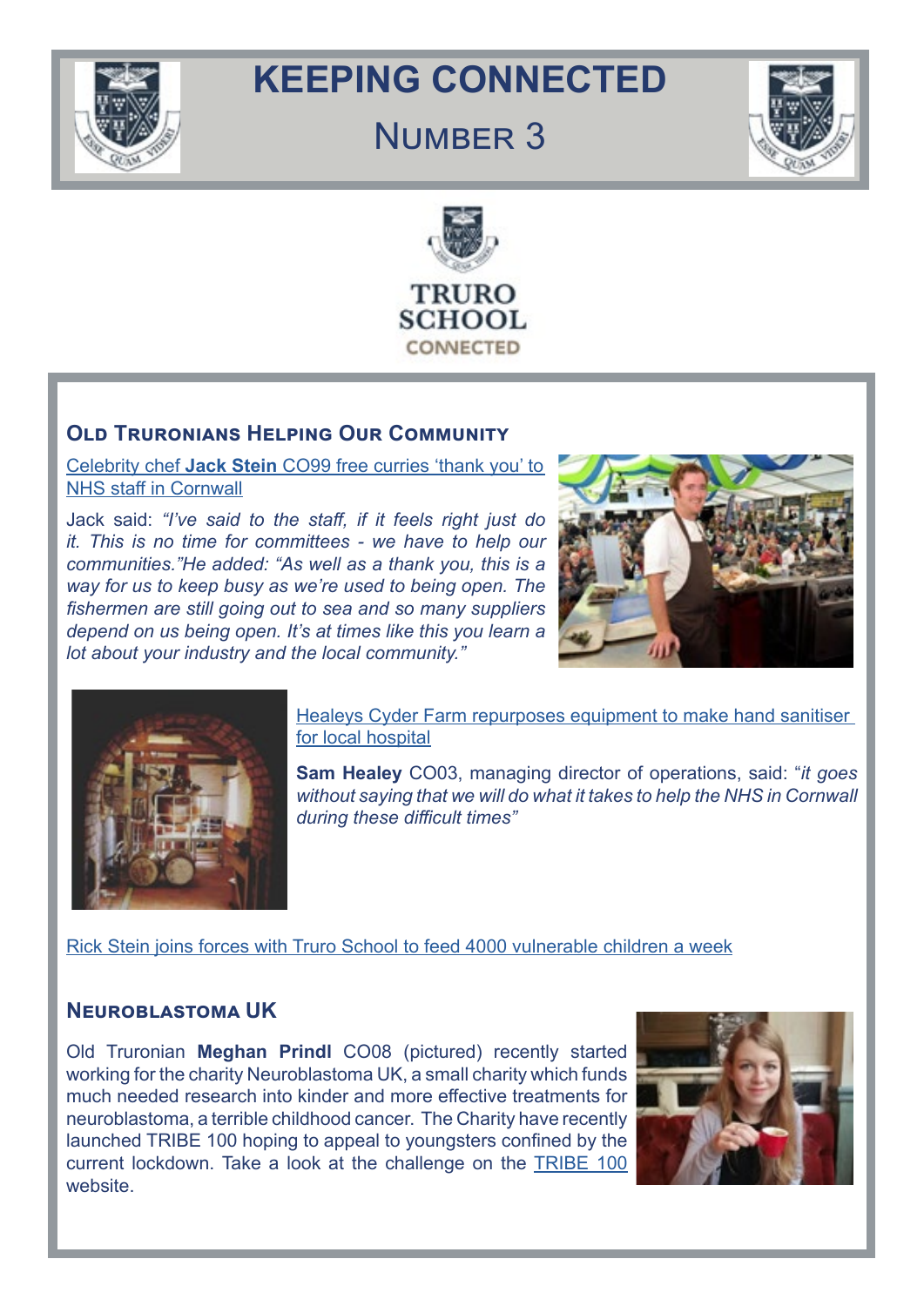# KEEPING CONNECTED

## NUMBER 3

TRURO SCHOOL CONNECTED

### OLD TRURONIANS HELPING OUR COMMUNITY

Celebrity chef **Jack Stein** CO99 free curries 'thank you' to NHS staff in Cornwall

Jack said: *"I've said to the staff, if it feels right just do it. This is no time for committees - we have to help our communities."*He added: *"As well as a thank you, this is a way for us to keep busy as we're used to being open. The fishermen are still going out to sea and so many suppliers depend on us being open. It's at times like this you learn a lot about your industry and the local community."*

Healeys Cyder Farm repurposes equipment to make hand sanitiser for local hospital

**Sam Healey** CO03, managing director of operations, said: "*it goes without saying that we will do what it takes to help the NHS in Cornwall during these difficult times"*

Rick Stein joins forces with Truro School to feed 4000 vulnerable children a week

### NEUROBLASTOMA UK

Old Truronian **Meghan Prindl** CO08 (pictured) recently started working for the charity Neuroblastoma UK, a small charity which funds much needed research into kinder and more effective treatments for neuroblastoma, a terrible childhood cancer. The Charity have recently launched TRIBE 100 hoping to appeal to youngsters confined by the current lockdown. Take a look at the challenge on the TRIBE 100 website.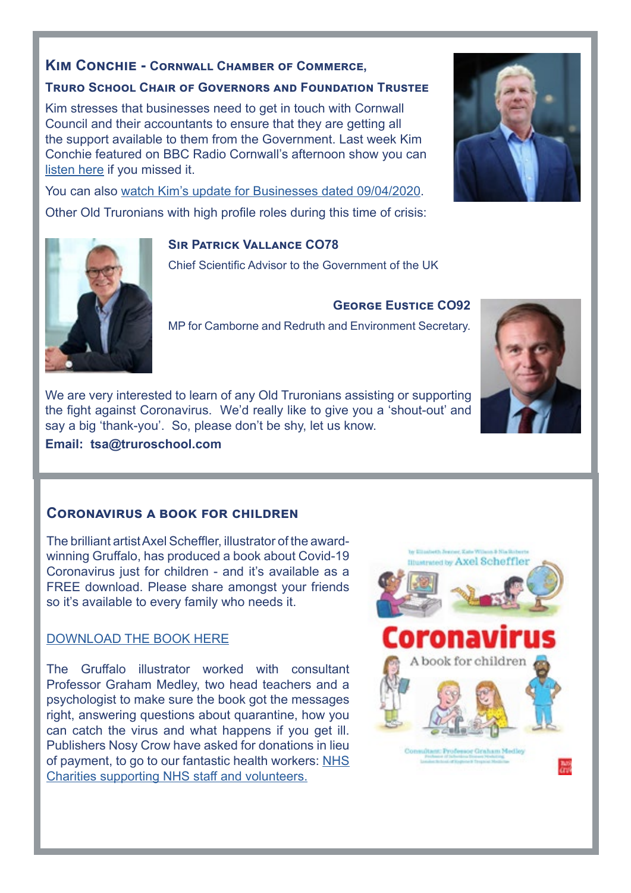### Kim Conchie - Cornwall Chamber of Commerce,

### Truro School Chair of Governors and Foundation Trustee

Kim stresses that businesses need to get in touch with Cornwall Council and their accountants to ensure that they are getting all the support available to them from the Government. Last week Kim Conchie featured on BBC Radio Cornwall's afternoon show you can listen here if you missed it.

You can also watch Kim's update for Businesses dated 09/04/2020.

Other Old Truronians with high profile roles during this time of crisis:

**Sir Patrick Vallance CO78**

Chief Scientific Advisor to the Government of the UK

**George Eustice CO92**

MP for Camborne and Redruth and Environment Secretary.

We are very interested to learn of any Old Truronians assisting or supporting the fight against Coronavirus. We'd really like to give you a 'shout-out' and say a big 'thank-you'. So, please don't be shy, let us know.

**Email: tsa@truroschool.com**

### Coronavirus a book for children

The brilliant artist Axel Scheffler, illustrator of the award-winning Gruffalo, has produced a book about Covid-19 Coronavirus just for children - and it's available as a FREE download. Please share amongst your friends so it's available to every family who needs it.

DOWNLOAD THE BOOK HERE

The Gruffalo illustrator worked with consultant Professor Graham Medley, two head teachers and a psychologist to make sure the book got the messages right, answering questions about quarantine, how you can catch the virus and what happens if you get ill. Publishers Nosy Crow have asked for donations in lieu of payment, to go to our fantastic health workers: NHS Charities supporting NHS staff and volunteers.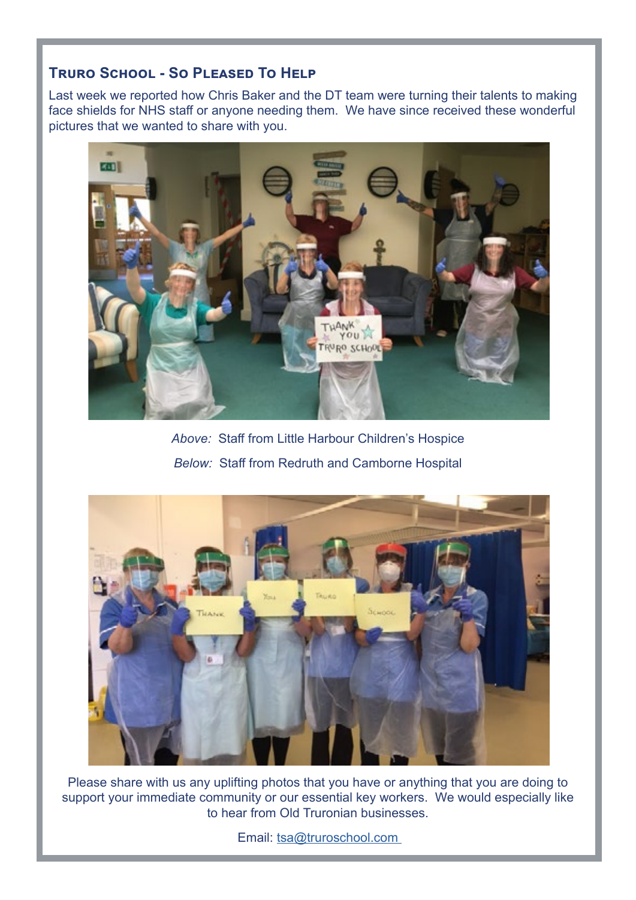## Truro School - So Pleased To Help

Last week we reported how Chris Baker and the DT team were turning their talents to making face shields for NHS staff or anyone needing them. We have since received these wonderful pictures that we wanted to share with you.

*Above:* Staff from Little Harbour Children's Hospice

*Below:* Staff from Redruth and Camborne Hospital

Please share with us any uplifting photos that you have or anything that you are doing to support your immediate community or our essential key workers. We would especially like to hear from Old Truronian businesses.

Email: [tsa@truroschool.com](mailto:tsa@truroschool.com)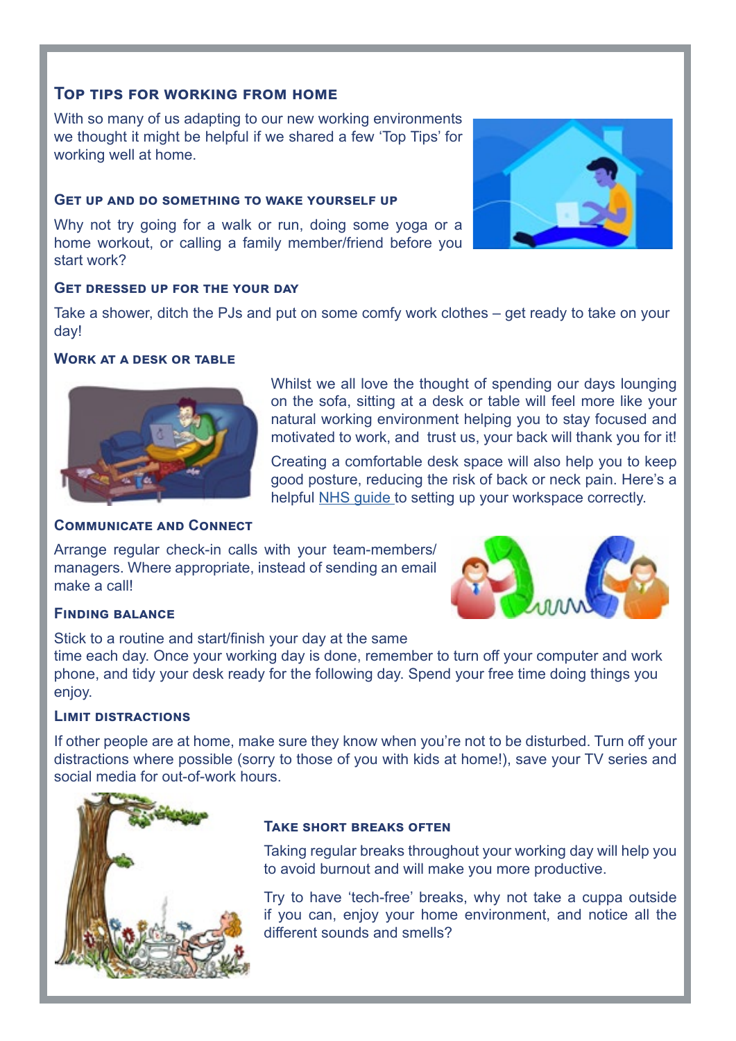## Top tips for working from home

With so many of us adapting to our new working environments we thought it might be helpful if we shared a few 'Top Tips' for working well at home.

### Get up and do something to wake yourself up

Why not try going for a walk or run, doing some yoga or a home workout, or calling a family member/friend before you start work?

### Get dressed up for the your day

Take a shower, ditch the PJs and put on some comfy work clothes – get ready to take on your day!

### Work at a desk or table

Whilst we all love the thought of spending our days lounging on the sofa, sitting at a desk or table will feel more like your natural working environment helping you to stay focused and motivated to work, and trust us, your back will thank you for it!

Creating a comfortable desk space will also help you to keep good posture, reducing the risk of back or neck pain. Here's a helpful NHS guide to setting up your workspace correctly.

### Communicate and Connect

Arrange regular check-in calls with your team-members/managers. Where appropriate, instead of sending an email make a call!

### Finding balance

Stick to a routine and start/finish your day at the same time each day. Once your working day is done, remember to turn off your computer and work phone, and tidy your desk ready for the following day. Spend your free time doing things you enjoy.

### Limit distractions

If other people are at home, make sure they know when you're not to be disturbed. Turn off your distractions where possible (sorry to those of you with kids at home!), save your TV series and social media for out-of-work hours.

### Take short breaks often

Taking regular breaks throughout your working day will help you to avoid burnout and will make you more productive.

Try to have 'tech-free' breaks, why not take a cuppa outside if you can, enjoy your home environment, and notice all the different sounds and smells?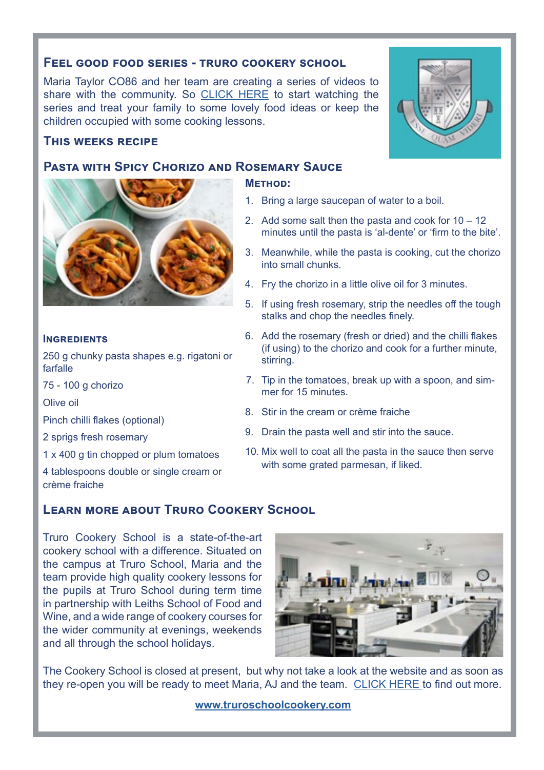## Feel good food series - Truro cookery school

Maria Taylor CO86 and her team are creating a series of videos to share with the community. So CLICK HERE to start watching the series and treat your family to some lovely food ideas or keep the children occupied with some cooking lessons.

### This weeks recipe

### Pasta with Spicy Chorizo and Rosemary Sauce

#### Ingredients

250 g chunky pasta shapes e.g. rigatoni or farfalle

75 - 100 g chorizo

Olive oil

Pinch chilli flakes (optional)

2 sprigs fresh rosemary

1 x 400 g tin chopped or plum tomatoes

4 tablespoons double or single cream or crème fraiche

#### Method:

1. Bring a large saucepan of water to a boil.
2. Add some salt then the pasta and cook for 10 – 12 minutes until the pasta is 'al-dente' or 'firm to the bite'.
3. Meanwhile, while the pasta is cooking, cut the chorizo into small chunks.
4. Fry the chorizo in a little olive oil for 3 minutes.
5. If using fresh rosemary, strip the needles off the tough stalks and chop the needles finely.
6. Add the rosemary (fresh or dried) and the chilli flakes (if using) to the chorizo and cook for a further minute, stirring.
7. Tip in the tomatoes, break up with a spoon, and simmer for 15 minutes.
8. Stir in the cream or crème fraiche
9. Drain the pasta well and stir into the sauce.
10. Mix well to coat all the pasta in the sauce then serve with some grated parmesan, if liked.

## Learn more about Truro Cookery School

Truro Cookery School is a state-of-the-art cookery school with a difference. Situated on the campus at Truro School, Maria and the team provide high quality cookery lessons for the pupils at Truro School during term time in partnership with Leiths School of Food and Wine, and a wide range of cookery courses for the wider community at evenings, weekends and all through the school holidays.

The Cookery School is closed at present, but why not take a look at the website and as soon as they re-open you will be ready to meet Maria, AJ and the team. CLICK HERE to find out more.

**www.truroschoolcookery.com**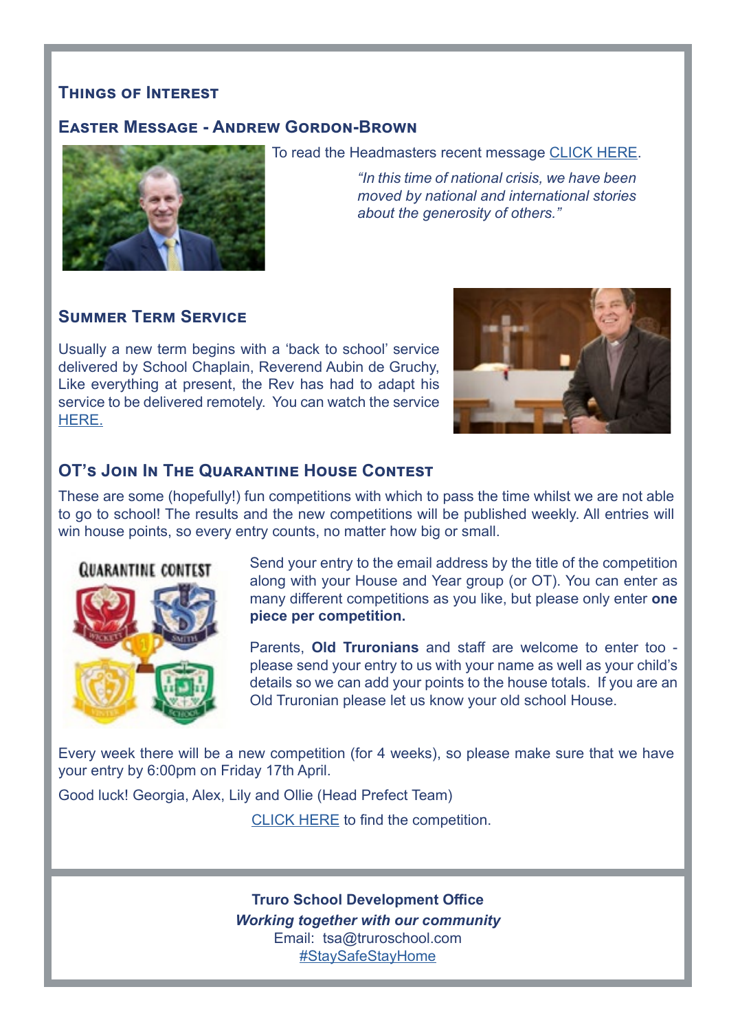## Things of Interest

### Easter Message - Andrew Gordon-Brown

To read the Headmasters recent message CLICK HERE.

*"In this time of national crisis, we have been moved by national and international stories about the generosity of others."*

### Summer Term Service

Usually a new term begins with a 'back to school' service delivered by School Chaplain, Reverend Aubin de Gruchy, Like everything at present, the Rev has had to adapt his service to be delivered remotely. You can watch the service HERE.

### OT's Join In The Quarantine House Contest

These are some (hopefully!) fun competitions with which to pass the time whilst we are not able to go to school! The results and the new competitions will be published weekly. All entries will win house points, so every entry counts, no matter how big or small.

Send your entry to the email address by the title of the competition along with your House and Year group (or OT). You can enter as many different competitions as you like, but please only enter **one piece per competition.**

Parents, **Old Truronians** and staff are welcome to enter too - please send your entry to us with your name as well as your child's details so we can add your points to the house totals. If you are an Old Truronian please let us know your old school House.

Every week there will be a new competition (for 4 weeks), so please make sure that we have your entry by 6:00pm on Friday 17th April.

Good luck! Georgia, Alex, Lily and Ollie (Head Prefect Team)

CLICK HERE to find the competition.

**Truro School Development Office**

***Working together with our community***

Email: tsa@truroschool.com

#StaySafeStayHome